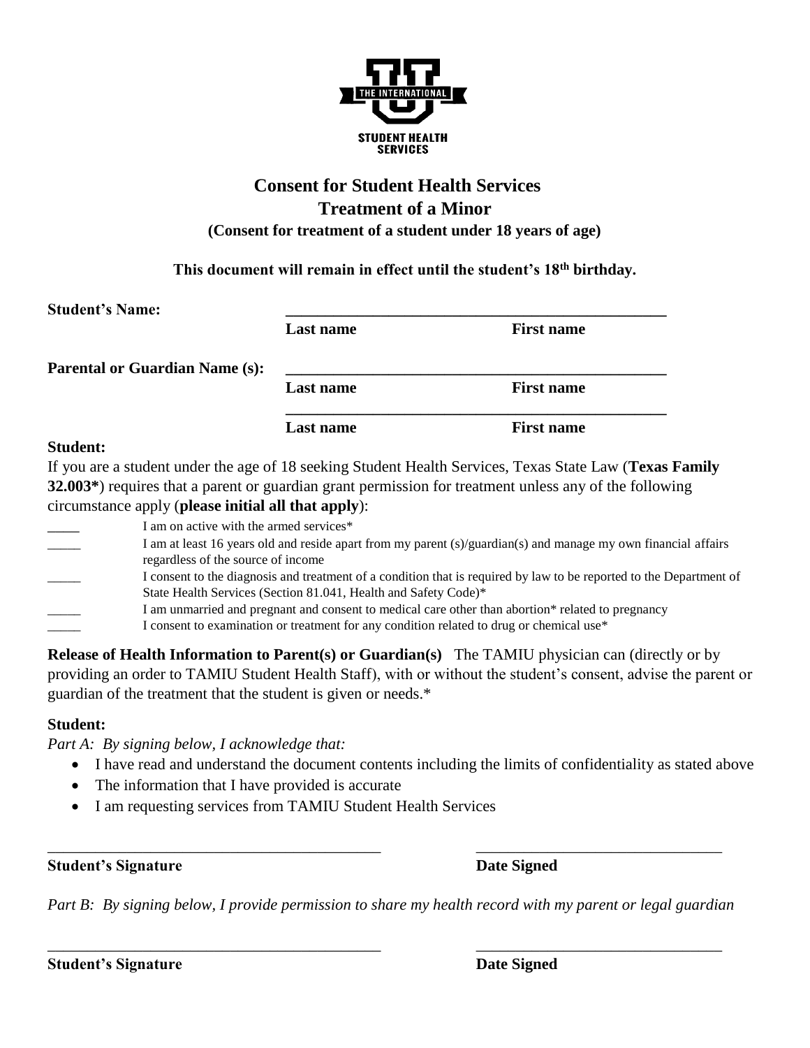STUDENT HEALTH SERVICES

# Consent for Student Health Services
## Treatment of a Minor
**(Consent for treatment of a student under 18 years of age)**

**This document will remain in effect until the student's 18th birthday.**

**Student's Name:** ______________________________________________
**Last name** **First name**

**Parental or Guardian Name (s):** ______________________________________________
**Last name** **First name**

______________________________________________
**Last name** **First name**

**Student:**
If you are a student under the age of 18 seeking Student Health Services, Texas State Law (**Texas Family 32.003***) requires that a parent or guardian grant permission for treatment unless any of the following circumstance apply (**please initial all that apply**):

____ I am on active with the armed services*
_____ I am at least 16 years old and reside apart from my parent (s)/guardian(s) and manage my own financial affairs regardless of the source of income
_____ I consent to the diagnosis and treatment of a condition that is required by law to be reported to the Department of State Health Services (Section 81.041, Health and Safety Code)*
_____ I am unmarried and pregnant and consent to medical care other than abortion* related to pregnancy
_____ I consent to examination or treatment for any condition related to drug or chemical use*

**Release of Health Information to Parent(s) or Guardian(s)** The TAMIU physician can (directly or by providing an order to TAMIU Student Health Staff), with or without the student's consent, advise the parent or guardian of the treatment that the student is given or needs.*

**Student:**
*Part A: By signing below, I acknowledge that:*

- I have read and understand the document contents including the limits of confidentiality as stated above
- The information that I have provided is accurate
- I am requesting services from TAMIU Student Health Services

_____________________________________________ _______________________________
**Student's Signature** **Date Signed**

*Part B: By signing below, I provide permission to share my health record with my parent or legal guardian*

_____________________________________________ _______________________________
**Student's Signature** **Date Signed**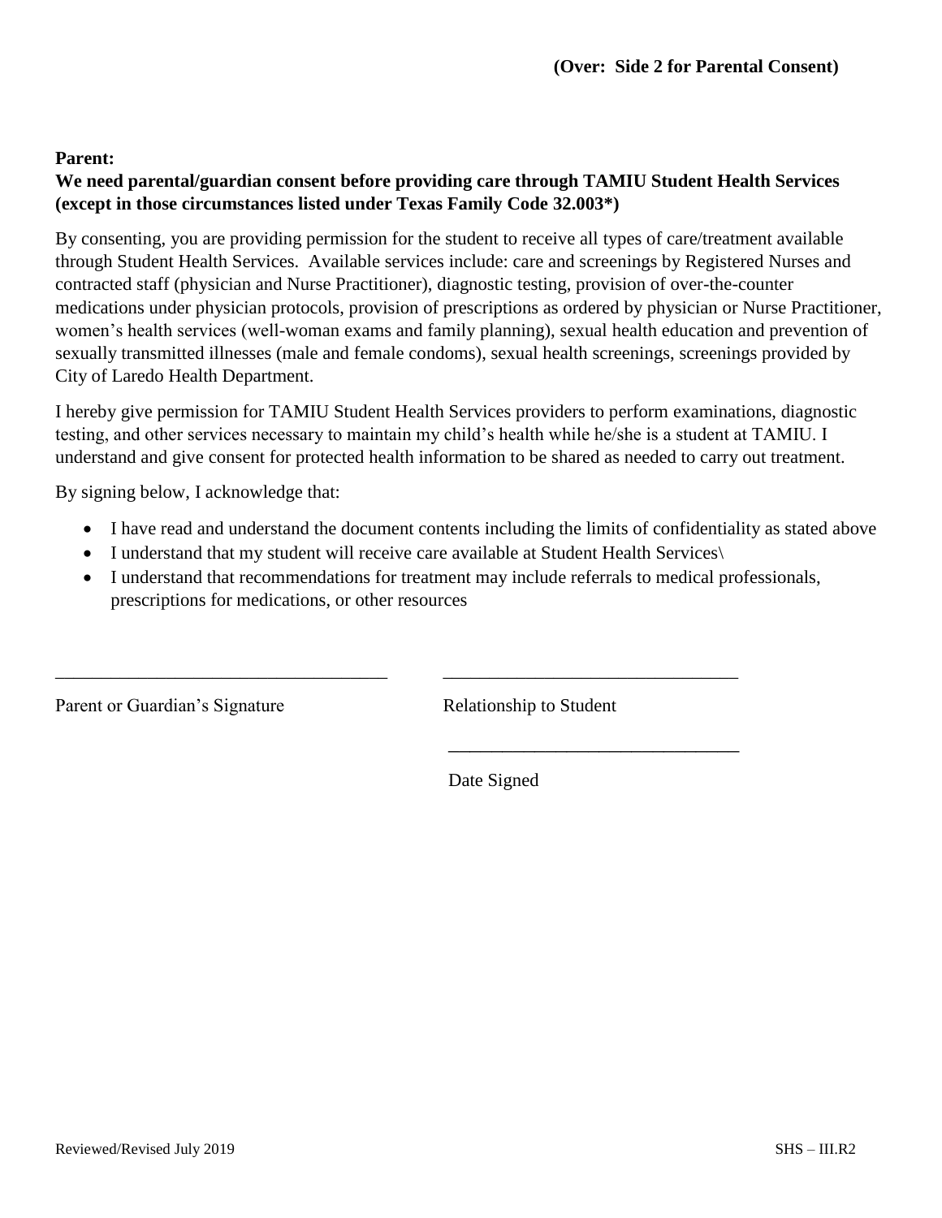**(Over: Side 2 for Parental Consent)**

**Parent:**

**We need parental/guardian consent before providing care through TAMIU Student Health Services (except in those circumstances listed under Texas Family Code 32.003*)**

By consenting, you are providing permission for the student to receive all types of care/treatment available through Student Health Services. Available services include: care and screenings by Registered Nurses and contracted staff (physician and Nurse Practitioner), diagnostic testing, provision of over-the-counter medications under physician protocols, provision of prescriptions as ordered by physician or Nurse Practitioner, women's health services (well-woman exams and family planning), sexual health education and prevention of sexually transmitted illnesses (male and female condoms), sexual health screenings, screenings provided by City of Laredo Health Department.

I hereby give permission for TAMIU Student Health Services providers to perform examinations, diagnostic testing, and other services necessary to maintain my child's health while he/she is a student at TAMIU. I understand and give consent for protected health information to be shared as needed to carry out treatment.

By signing below, I acknowledge that:

- I have read and understand the document contents including the limits of confidentiality as stated above
- I understand that my student will receive care available at Student Health Services\
- I understand that recommendations for treatment may include referrals to medical professionals, prescriptions for medications, or other resources

\_\_\_\_\_\_\_\_\_\_\_\_\_\_\_\_\_\_\_\_\_\_\_\_\_\_\_\_\_\_\_\_\_\_\_\_ \_\_\_\_\_\_\_\_\_\_\_\_\_\_\_\_\_\_\_\_\_\_\_\_\_\_\_\_\_\_\_\_

Parent or Guardian's Signature Relationship to Student

\_\_\_\_\_\_\_\_\_\_\_\_\_\_\_\_\_\_\_\_\_\_\_\_\_\_\_\_\_\_\_\_

Date Signed

Reviewed/Revised July 2019 SHS – III.R2